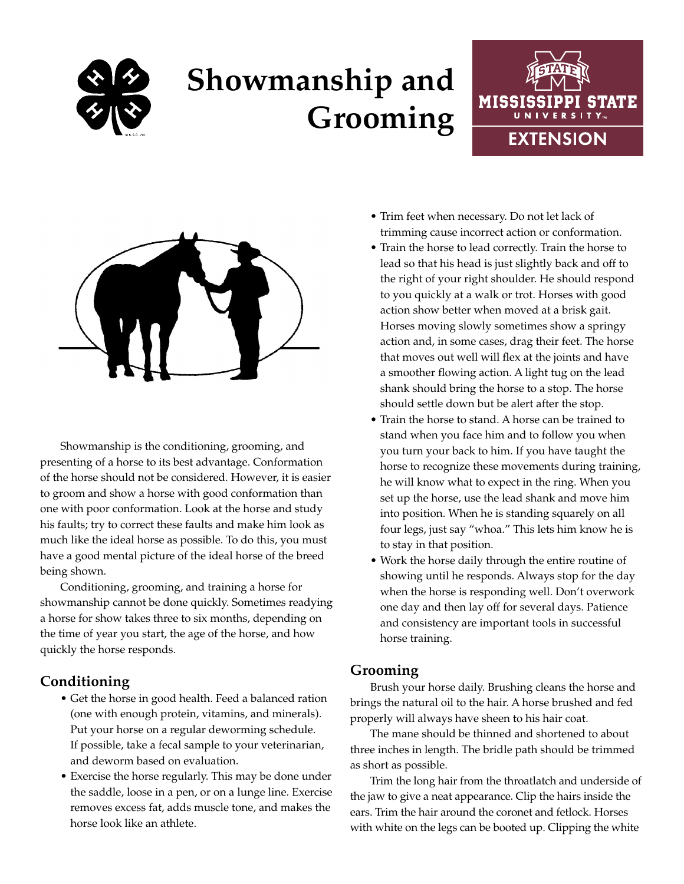# Showmanship and Grooming

Showmanship is the conditioning, grooming, and presenting of a horse to its best advantage. Conformation of the horse should not be considered. However, it is easier to groom and show a horse with good conformation than one with poor conformation. Look at the horse and study his faults; try to correct these faults and make him look as much like the ideal horse as possible. To do this, you must have a good mental picture of the ideal horse of the breed being shown.

Conditioning, grooming, and training a horse for showmanship cannot be done quickly. Sometimes readying a horse for show takes three to six months, depending on the time of year you start, the age of the horse, and how quickly the horse responds.

## Conditioning

- Get the horse in good health. Feed a balanced ration (one with enough protein, vitamins, and minerals). Put your horse on a regular deworming schedule. If possible, take a fecal sample to your veterinarian, and deworm based on evaluation.
- Exercise the horse regularly. This may be done under the saddle, loose in a pen, or on a lunge line. Exercise removes excess fat, adds muscle tone, and makes the horse look like an athlete.
- Trim feet when necessary. Do not let lack of trimming cause incorrect action or conformation.
- Train the horse to lead correctly. Train the horse to lead so that his head is just slightly back and off to the right of your right shoulder. He should respond to you quickly at a walk or trot. Horses with good action show better when moved at a brisk gait. Horses moving slowly sometimes show a springy action and, in some cases, drag their feet. The horse that moves out well will flex at the joints and have a smoother flowing action. A light tug on the lead shank should bring the horse to a stop. The horse should settle down but be alert after the stop.
- Train the horse to stand. A horse can be trained to stand when you face him and to follow you when you turn your back to him. If you have taught the horse to recognize these movements during training, he will know what to expect in the ring. When you set up the horse, use the lead shank and move him into position. When he is standing squarely on all four legs, just say "whoa." This lets him know he is to stay in that position.
- Work the horse daily through the entire routine of showing until he responds. Always stop for the day when the horse is responding well. Don't overwork one day and then lay off for several days. Patience and consistency are important tools in successful horse training.

## Grooming

Brush your horse daily. Brushing cleans the horse and brings the natural oil to the hair. A horse brushed and fed properly will always have sheen to his hair coat.

The mane should be thinned and shortened to about three inches in length. The bridle path should be trimmed as short as possible.

Trim the long hair from the throatlatch and underside of the jaw to give a neat appearance. Clip the hairs inside the ears. Trim the hair around the coronet and fetlock. Horses with white on the legs can be booted up. Clipping the white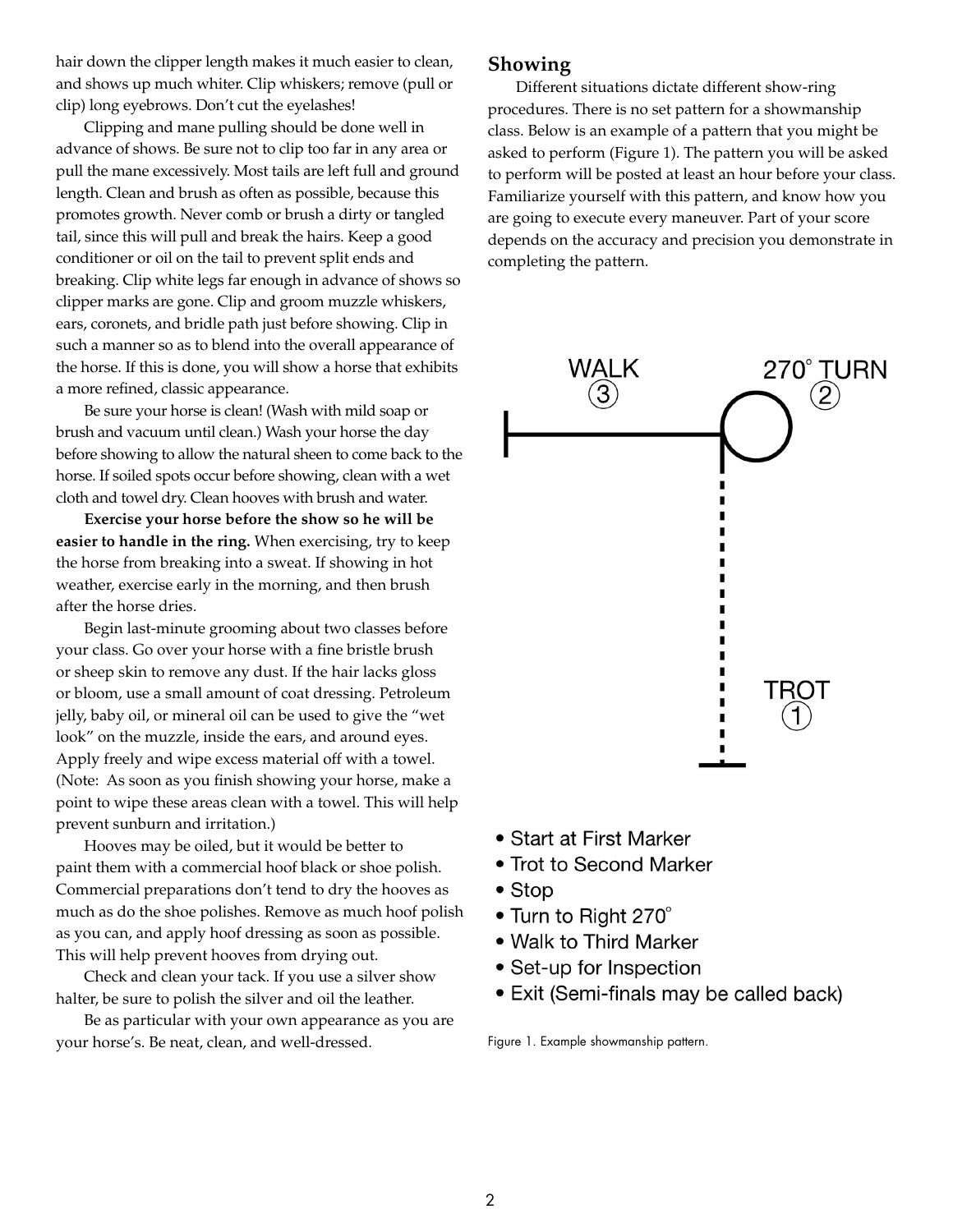hair down the clipper length makes it much easier to clean, and shows up much whiter. Clip whiskers; remove (pull or clip) long eyebrows. Don't cut the eyelashes!

Clipping and mane pulling should be done well in advance of shows. Be sure not to clip too far in any area or pull the mane excessively. Most tails are left full and ground length. Clean and brush as often as possible, because this promotes growth. Never comb or brush a dirty or tangled tail, since this will pull and break the hairs. Keep a good conditioner or oil on the tail to prevent split ends and breaking. Clip white legs far enough in advance of shows so clipper marks are gone. Clip and groom muzzle whiskers, ears, coronets, and bridle path just before showing. Clip in such a manner so as to blend into the overall appearance of the horse. If this is done, you will show a horse that exhibits a more refined, classic appearance.

Be sure your horse is clean! (Wash with mild soap or brush and vacuum until clean.) Wash your horse the day before showing to allow the natural sheen to come back to the horse. If soiled spots occur before showing, clean with a wet cloth and towel dry. Clean hooves with brush and water.

**Exercise your horse before the show so he will be easier to handle in the ring.** When exercising, try to keep the horse from breaking into a sweat. If showing in hot weather, exercise early in the morning, and then brush after the horse dries.

Begin last-minute grooming about two classes before your class. Go over your horse with a fine bristle brush or sheep skin to remove any dust. If the hair lacks gloss or bloom, use a small amount of coat dressing. Petroleum jelly, baby oil, or mineral oil can be used to give the "wet look" on the muzzle, inside the ears, and around eyes. Apply freely and wipe excess material off with a towel. (Note: As soon as you finish showing your horse, make a point to wipe these areas clean with a towel. This will help prevent sunburn and irritation.)

Hooves may be oiled, but it would be better to paint them with a commercial hoof black or shoe polish. Commercial preparations don't tend to dry the hooves as much as do the shoe polishes. Remove as much hoof polish as you can, and apply hoof dressing as soon as possible. This will help prevent hooves from drying out.

Check and clean your tack. If you use a silver show halter, be sure to polish the silver and oil the leather.

Be as particular with your own appearance as you are your horse's. Be neat, clean, and well-dressed.

## Showing

Different situations dictate different show-ring procedures. There is no set pattern for a showmanship class. Below is an example of a pattern that you might be asked to perform (Figure 1). The pattern you will be asked to perform will be posted at least an hour before your class. Familiarize yourself with this pattern, and know how you are going to execute every maneuver. Part of your score depends on the accuracy and precision you demonstrate in completing the pattern.

WALK ③

270° TURN ②

TROT ①

- Start at First Marker
- Trot to Second Marker
- Stop
- Turn to Right 270°
- Walk to Third Marker
- Set-up for Inspection
- Exit (Semi-finals may be called back)

Figure 1. Example showmanship pattern.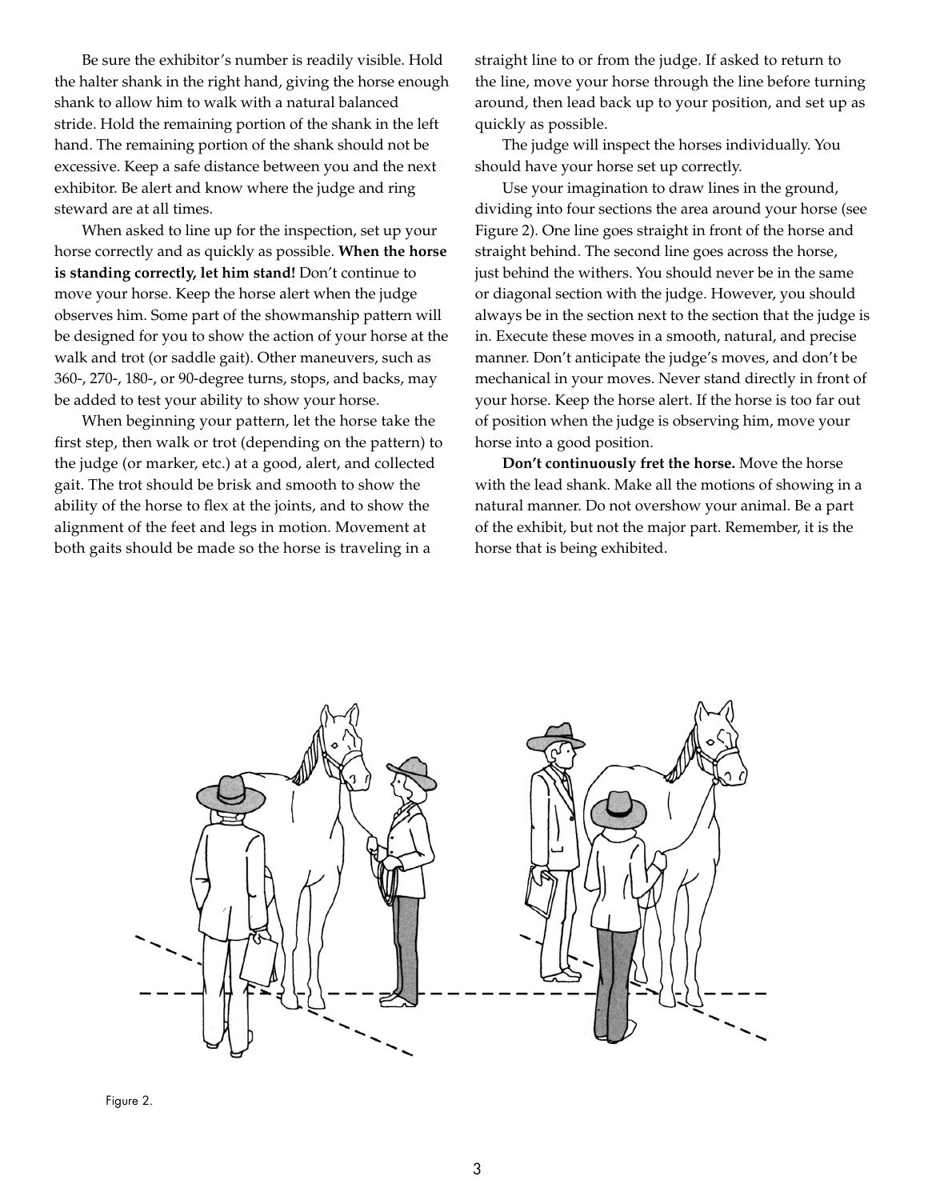Be sure the exhibitor's number is readily visible. Hold the halter shank in the right hand, giving the horse enough shank to allow him to walk with a natural balanced stride. Hold the remaining portion of the shank in the left hand. The remaining portion of the shank should not be excessive. Keep a safe distance between you and the next exhibitor. Be alert and know where the judge and ring steward are at all times.

When asked to line up for the inspection, set up your horse correctly and as quickly as possible. **When the horse is standing correctly, let him stand!** Don't continue to move your horse. Keep the horse alert when the judge observes him. Some part of the showmanship pattern will be designed for you to show the action of your horse at the walk and trot (or saddle gait). Other maneuvers, such as 360-, 270-, 180-, or 90-degree turns, stops, and backs, may be added to test your ability to show your horse.

When beginning your pattern, let the horse take the first step, then walk or trot (depending on the pattern) to the judge (or marker, etc.) at a good, alert, and collected gait. The trot should be brisk and smooth to show the ability of the horse to flex at the joints, and to show the alignment of the feet and legs in motion. Movement at both gaits should be made so the horse is traveling in a straight line to or from the judge. If asked to return to the line, move your horse through the line before turning around, then lead back up to your position, and set up as quickly as possible.

The judge will inspect the horses individually. You should have your horse set up correctly.

Use your imagination to draw lines in the ground, dividing into four sections the area around your horse (see Figure 2). One line goes straight in front of the horse and straight behind. The second line goes across the horse, just behind the withers. You should never be in the same or diagonal section with the judge. However, you should always be in the section next to the section that the judge is in. Execute these moves in a smooth, natural, and precise manner. Don't anticipate the judge's moves, and don't be mechanical in your moves. Never stand directly in front of your horse. Keep the horse alert. If the horse is too far out of position when the judge is observing him, move your horse into a good position.

**Don't continuously fret the horse.** Move the horse with the lead shank. Make all the motions of showing in a natural manner. Do not overshow your animal. Be a part of the exhibit, but not the major part. Remember, it is the horse that is being exhibited.

Figure 2.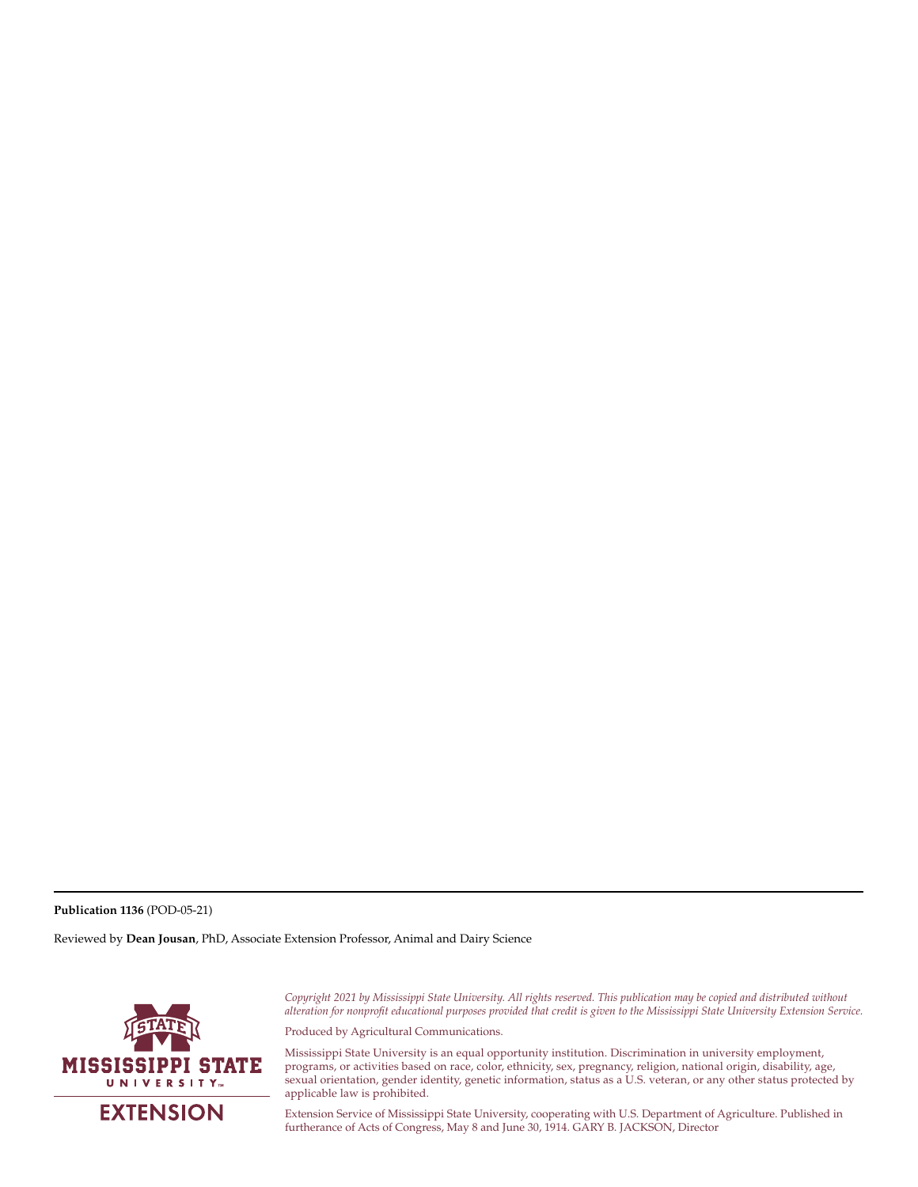**Publication 1136** (POD-05-21)

Reviewed by **Dean Jousan**, PhD, Associate Extension Professor, Animal and Dairy Science

MISSISSIPPI STATE UNIVERSITY™ EXTENSION

*Copyright 2021 by Mississippi State University. All rights reserved. This publication may be copied and distributed without alteration for nonprofit educational purposes provided that credit is given to the Mississippi State University Extension Service.*

Produced by Agricultural Communications.

Mississippi State University is an equal opportunity institution. Discrimination in university employment, programs, or activities based on race, color, ethnicity, sex, pregnancy, religion, national origin, disability, age, sexual orientation, gender identity, genetic information, status as a U.S. veteran, or any other status protected by applicable law is prohibited.

Extension Service of Mississippi State University, cooperating with U.S. Department of Agriculture. Published in furtherance of Acts of Congress, May 8 and June 30, 1914. GARY B. JACKSON, Director